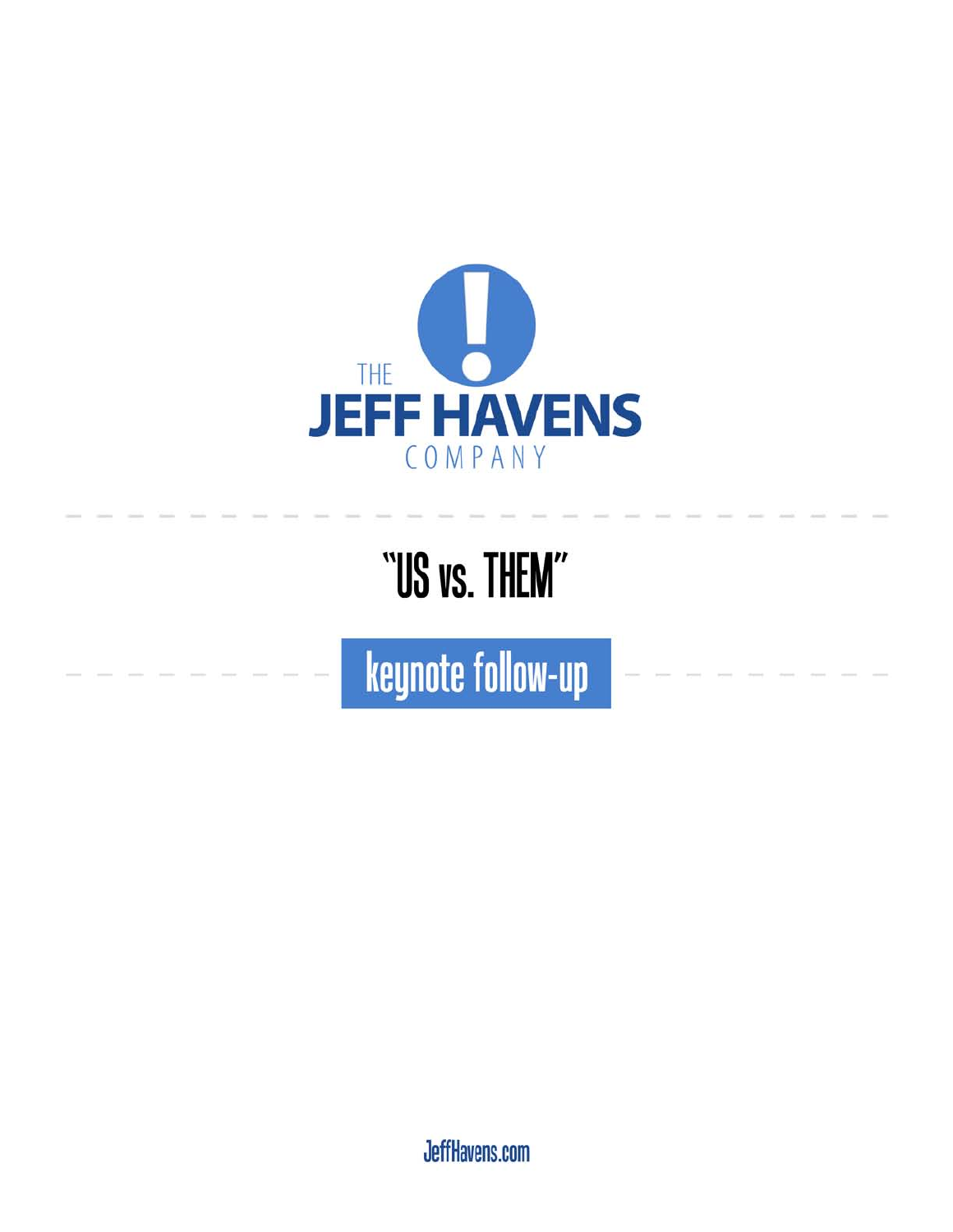THE

# JEFF HAVENS

COMPANY

## "US vs. THEM"

### keynote follow-up

JeffHavens.com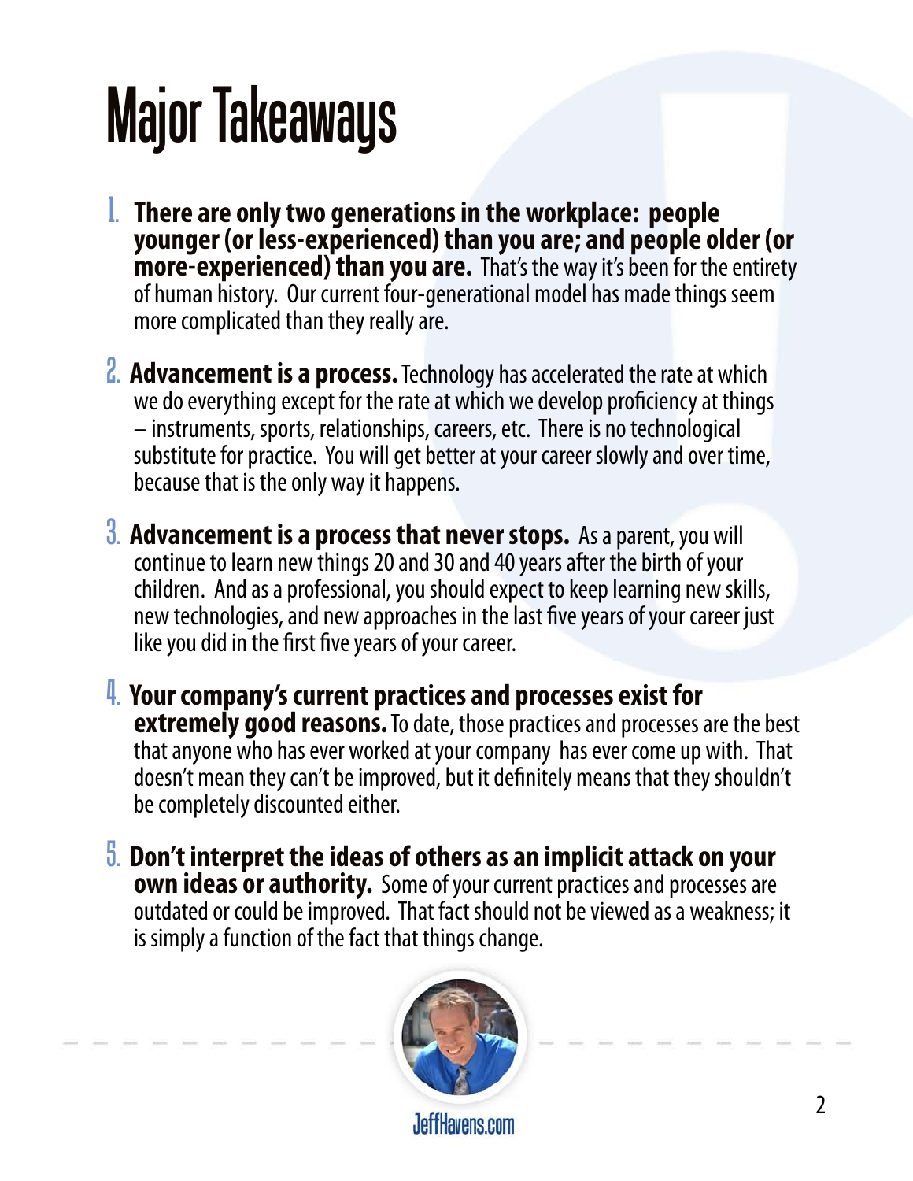# Major Takeaways

1. **There are only two generations in the workplace: people younger (or less-experienced) than you are; and people older (or more-experienced) than you are.** That's the way it's been for the entirety of human history. Our current four-generational model has made things seem more complicated than they really are.

2. **Advancement is a process.** Technology has accelerated the rate at which we do everything except for the rate at which we develop proficiency at things – instruments, sports, relationships, careers, etc. There is no technological substitute for practice. You will get better at your career slowly and over time, because that is the only way it happens.

3. **Advancement is a process that never stops.** As a parent, you will continue to learn new things 20 and 30 and 40 years after the birth of your children. And as a professional, you should expect to keep learning new skills, new technologies, and new approaches in the last five years of your career just like you did in the first five years of your career.

4. **Your company's current practices and processes exist for extremely good reasons.** To date, those practices and processes are the best that anyone who has ever worked at your company has ever come up with. That doesn't mean they can't be improved, but it definitely means that they shouldn't be completely discounted either.

5. **Don't interpret the ideas of others as an implicit attack on your own ideas or authority.** Some of your current practices and processes are outdated or could be improved. That fact should not be viewed as a weakness; it is simply a function of the fact that things change.

JeffHavens.com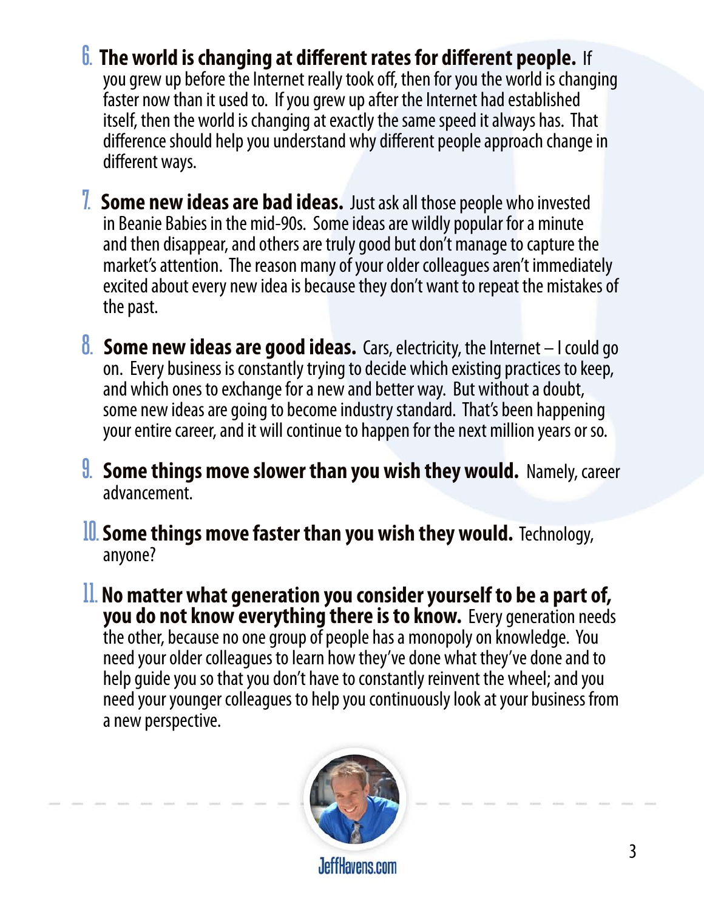6. **The world is changing at different rates for different people.** If you grew up before the Internet really took off, then for you the world is changing faster now than it used to. If you grew up after the Internet had established itself, then the world is changing at exactly the same speed it always has. That difference should help you understand why different people approach change in different ways.

7. **Some new ideas are bad ideas.** Just ask all those people who invested in Beanie Babies in the mid-90s. Some ideas are wildly popular for a minute and then disappear, and others are truly good but don't manage to capture the market's attention. The reason many of your older colleagues aren't immediately excited about every new idea is because they don't want to repeat the mistakes of the past.

8. **Some new ideas are good ideas.** Cars, electricity, the Internet – I could go on. Every business is constantly trying to decide which existing practices to keep, and which ones to exchange for a new and better way. But without a doubt, some new ideas are going to become industry standard. That's been happening your entire career, and it will continue to happen for the next million years or so.

9. **Some things move slower than you wish they would.** Namely, career advancement.

10. **Some things move faster than you wish they would.** Technology, anyone?

11. **No matter what generation you consider yourself to be a part of, you do not know everything there is to know.** Every generation needs the other, because no one group of people has a monopoly on knowledge. You need your older colleagues to learn how they've done what they've done and to help guide you so that you don't have to constantly reinvent the wheel; and you need your younger colleagues to help you continuously look at your business from a new perspective.

JeffHavens.com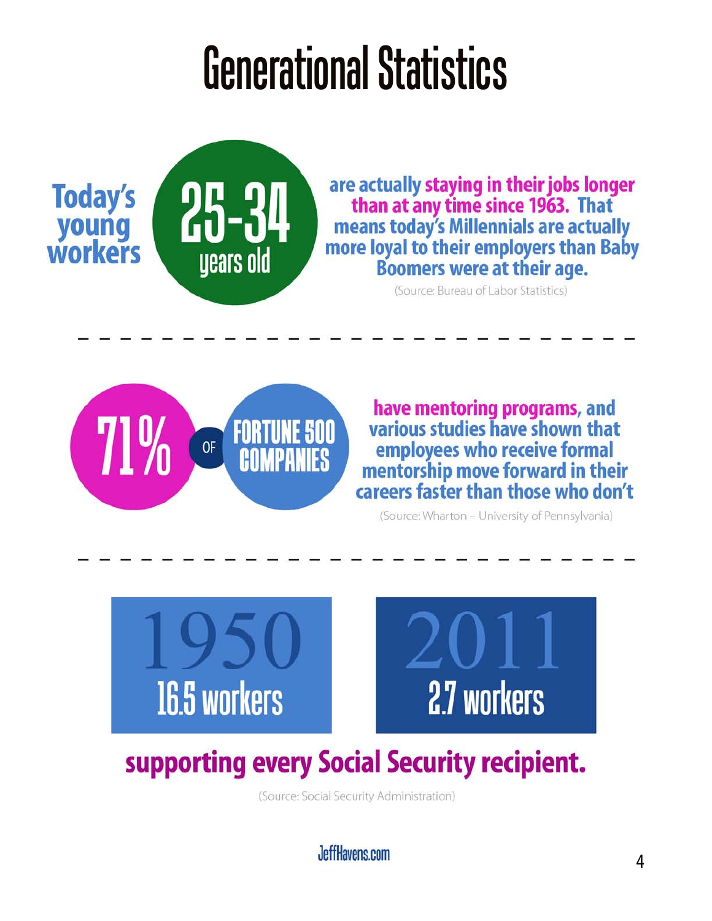# Generational Statistics

**Today's young workers** **25-34** years old are actually **staying in their jobs longer than at any time since 1963.** That means today's Millennials are actually more loyal to their employers than Baby Boomers were at their age.

(Source: Bureau of Labor Statistics)

---

**71%** of **FORTUNE 500 COMPANIES** **have mentoring programs**, and various studies have shown that employees who receive formal mentorship move forward in their careers faster than those who don't

(Source: Wharton – University of Pennsylvania)

---

**1950** 16.5 workers

**2011** 2.7 workers

**supporting every Social Security recipient.**

(Source: Social Security Administration)

JeffHavens.com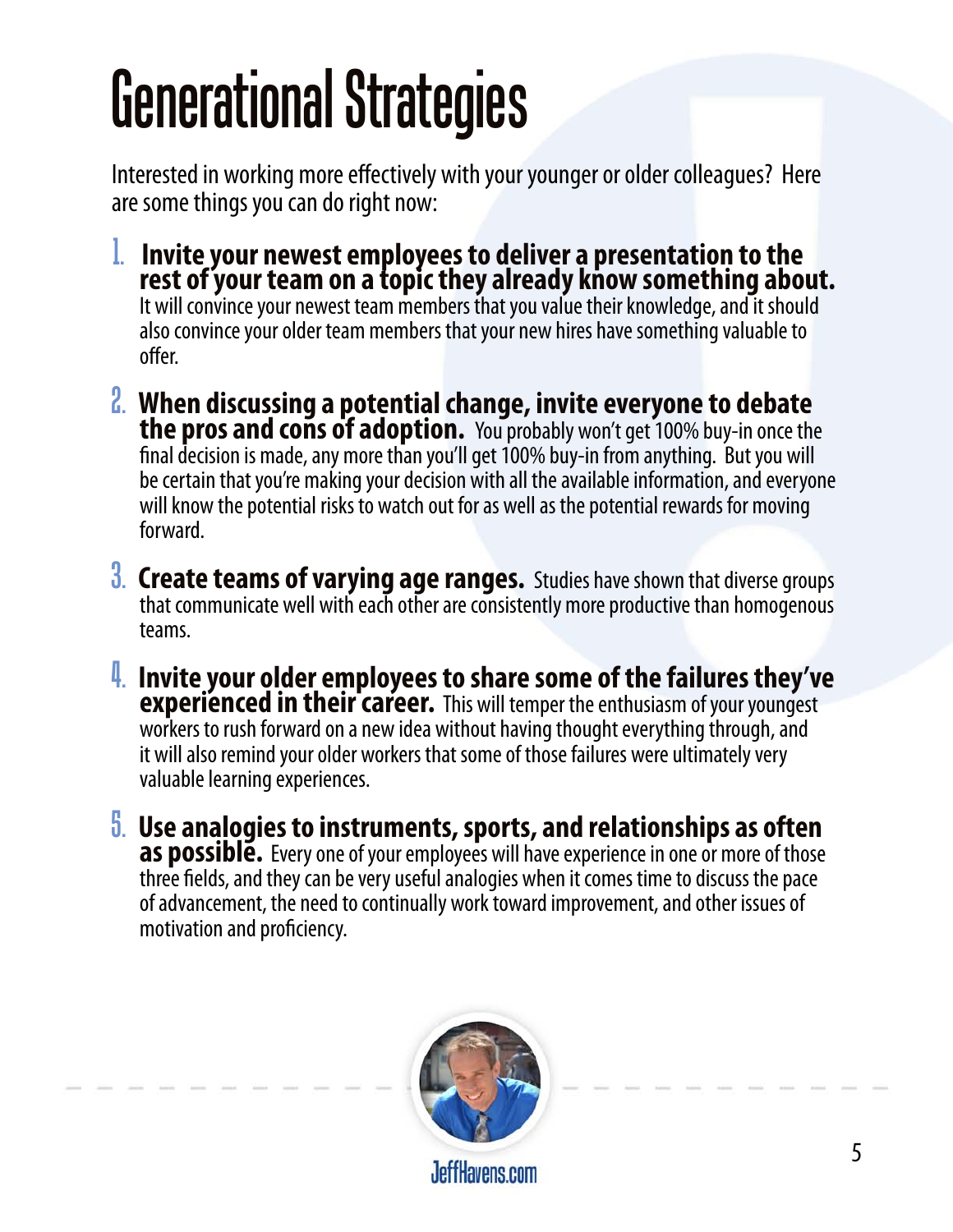# Generational Strategies

Interested in working more effectively with your younger or older colleagues? Here are some things you can do right now:

1. **Invite your newest employees to deliver a presentation to the rest of your team on a topic they already know something about.** It will convince your newest team members that you value their knowledge, and it should also convince your older team members that your new hires have something valuable to offer.

2. **When discussing a potential change, invite everyone to debate the pros and cons of adoption.** You probably won't get 100% buy-in once the final decision is made, any more than you'll get 100% buy-in from anything. But you will be certain that you're making your decision with all the available information, and everyone will know the potential risks to watch out for as well as the potential rewards for moving forward.

3. **Create teams of varying age ranges.** Studies have shown that diverse groups that communicate well with each other are consistently more productive than homogenous teams.

4. **Invite your older employees to share some of the failures they've experienced in their career.** This will temper the enthusiasm of your youngest workers to rush forward on a new idea without having thought everything through, and it will also remind your older workers that some of those failures were ultimately very valuable learning experiences.

5. **Use analogies to instruments, sports, and relationships as often as possible.** Every one of your employees will have experience in one or more of those three fields, and they can be very useful analogies when it comes time to discuss the pace of advancement, the need to continually work toward improvement, and other issues of motivation and proficiency.

JeffHavens.com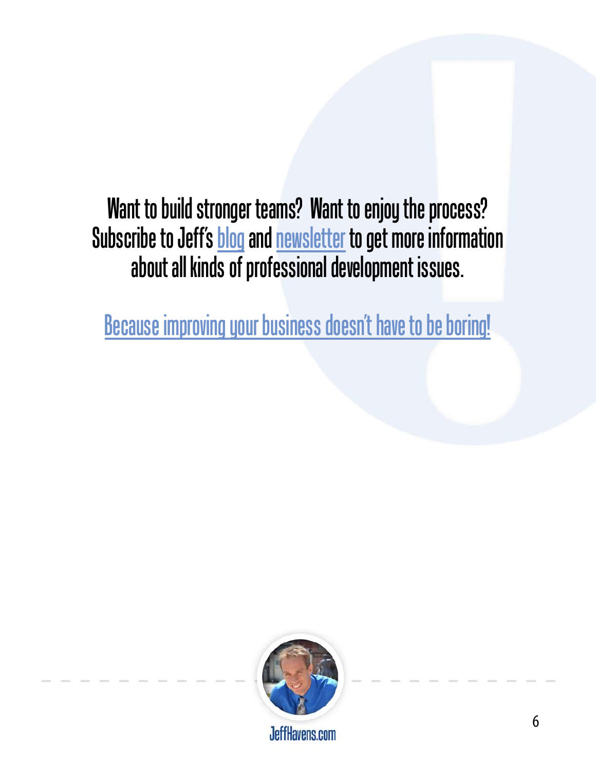Want to build stronger teams? Want to enjoy the process? Subscribe to Jeff's blog and newsletter to get more information about all kinds of professional development issues.

Because improving your business doesn't have to be boring!

JeffHavens.com